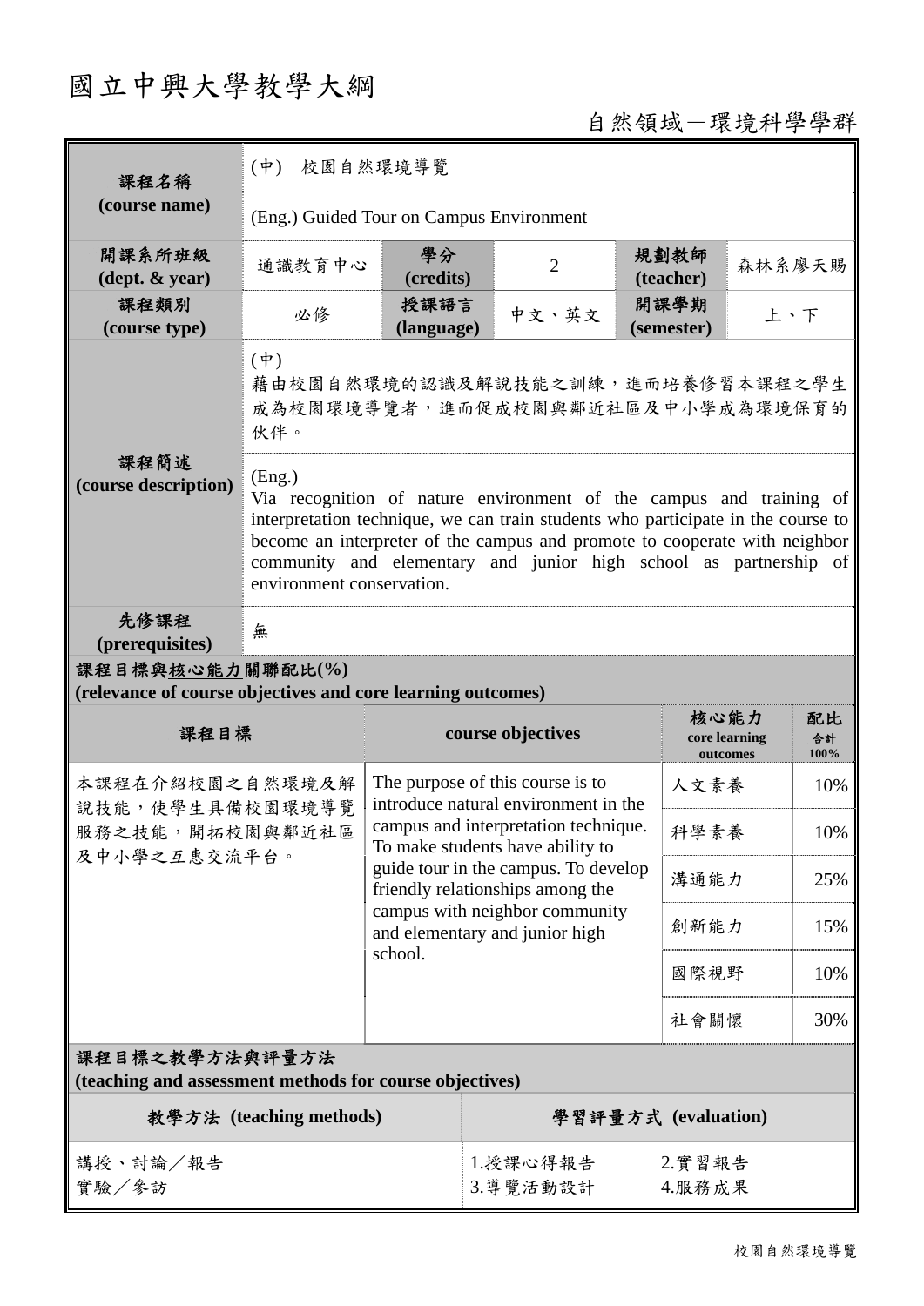# 國立中興大學教學大綱

自然領域－環境科學學群

| 課程名稱 (course name) | (中) 校園自然環境導覽 | | | | |
|---|---|---|---|---|---|
| | (Eng.) Guided Tour on Campus Environment | | | | |
| 開課系所班級 (dept. & year) | 通識教育中心 | 學分 (credits) | 2 | 規劃教師 (teacher) | 森林系廖天賜 |
| 課程類別 (course type) | 必修 | 授課語言 (language) | 中文、英文 | 開課學期 (semester) | 上、下 |
| 課程簡述 (course description) | (中)<br>藉由校園自然環境的認識及解說技能之訓練，進而培養修習本課程之學生成為校園環境導覽者，進而促成校園與鄰近社區及中小學成為環境保育的伙伴。 | | | | |
| | (Eng.)<br>Via recognition of nature environment of the campus and training of interpretation technique, we can train students who participate in the course to become an interpreter of the campus and promote to cooperate with neighbor community and elementary and junior high school as partnership of environment conservation. | | | | |
| 先修課程 (prerequisites) | 無 | | | | |

**課程目標與核心能力關聯配比(%)**
**(relevance of course objectives and core learning outcomes)**

| 課程目標 | course objectives | 核心能力 core learning outcomes | 配比 合計100% |
|---|---|---|---|
| 本課程在介紹校園之自然環境及解說技能，使學生具備校園環境導覽服務之技能，開拓校園與鄰近社區及中小學之互惠交流平台。 | The purpose of this course is to introduce natural environment in the campus and interpretation technique. To make students have ability to guide tour in the campus. To develop friendly relationships among the campus with neighbor community and elementary and junior high school. | 人文素養 | 10% |
| | | 科學素養 | 10% |
| | | 溝通能力 | 25% |
| | | 創新能力 | 15% |
| | | 國際視野 | 10% |
| | | 社會關懷 | 30% |

**課程目標之教學方法與評量方法**
**(teaching and assessment methods for course objectives)**

| 教學方法 (teaching methods) | 學習評量方式 (evaluation) |
|---|---|
| 講授、討論／報告<br>實驗／參訪 | 1.授課心得報告　2.實習報告<br>3.導覽活動設計　4.服務成果 |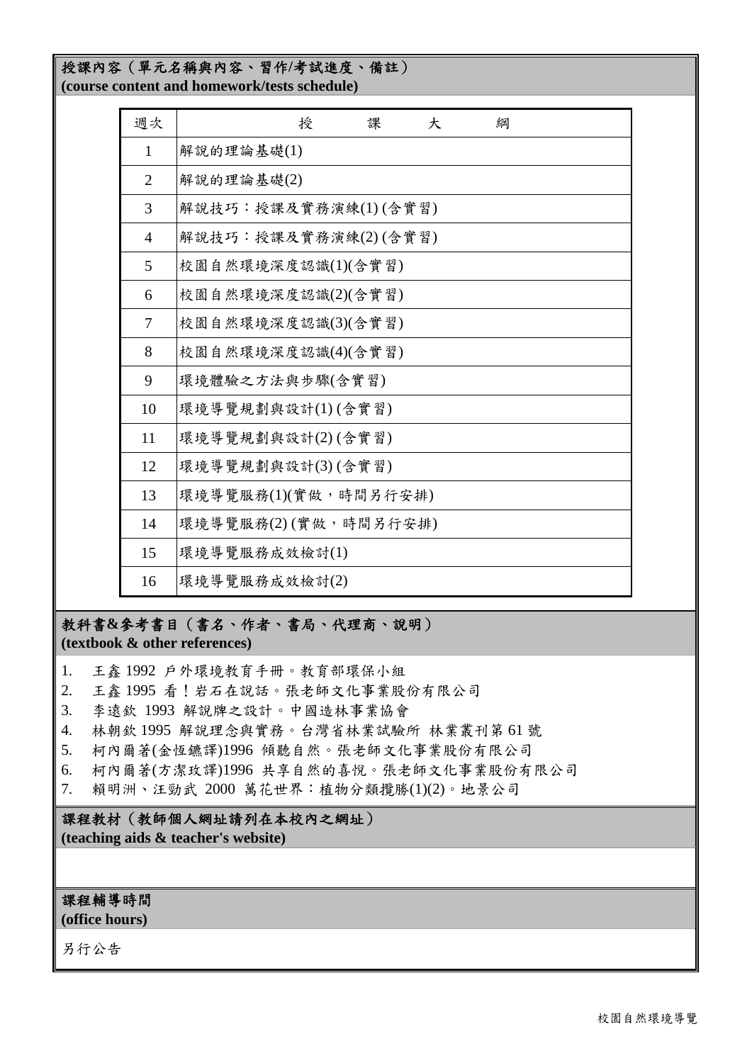## 授課內容（單元名稱與內容、習作/考試進度、備註）
**(course content and homework/tests schedule)**

| 週次 | 授　　課　　大　　綱 |
|---|---|
| 1 | 解說的理論基礎(1) |
| 2 | 解說的理論基礎(2) |
| 3 | 解說技巧：授課及實務演練(1) (含實習) |
| 4 | 解說技巧：授課及實務演練(2) (含實習) |
| 5 | 校園自然環境深度認識(1)(含實習) |
| 6 | 校園自然環境深度認識(2)(含實習) |
| 7 | 校園自然環境深度認識(3)(含實習) |
| 8 | 校園自然環境深度認識(4)(含實習) |
| 9 | 環境體驗之方法與步驟(含實習) |
| 10 | 環境導覽規劃與設計(1) (含實習) |
| 11 | 環境導覽規劃與設計(2) (含實習) |
| 12 | 環境導覽規劃與設計(3) (含實習) |
| 13 | 環境導覽服務(1)(實做，時間另行安排) |
| 14 | 環境導覽服務(2) (實做，時間另行安排) |
| 15 | 環境導覽服務成效檢討(1) |
| 16 | 環境導覽服務成效檢討(2) |

## 教科書&參考書目（書名、作者、書局、代理商、說明）
**(textbook & other references)**

1. 王鑫 1992 戶外環境教育手冊。教育部環保小組
2. 王鑫 1995 看！岩石在說話。張老師文化事業股份有限公司
3. 李遠欽 1993 解說牌之設計。中國造林事業協會
4. 林朝欽 1995 解說理念與實務。台灣省林業試驗所 林業叢刊第 61 號
5. 柯內爾著(金恆鑣譯)1996 傾聽自然。張老師文化事業股份有限公司
6. 柯內爾著(方潔玫譯)1996 共享自然的喜悅。張老師文化事業股份有限公司
7. 賴明洲、汪勁武 2000 萬花世界：植物分類攬勝(1)(2)。地景公司

## 課程教材（教師個人網址請列在本校內之網址）
**(teaching aids & teacher's website)**

## 課程輔導時間
**(office hours)**

另行公告